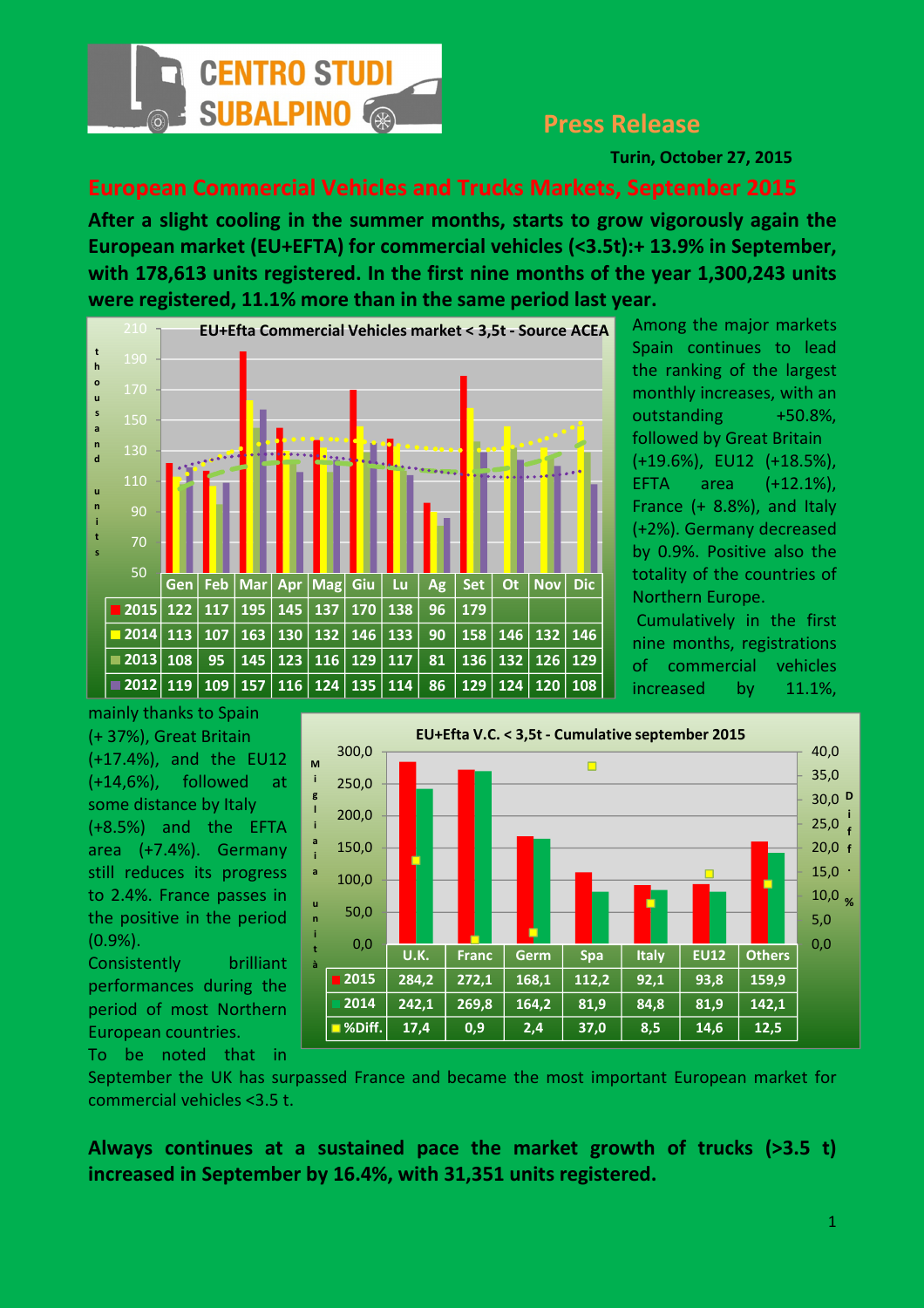CENTRO STUDI SUBALPINO

## Press Release

Turin, October 27, 2015

# European Commercial Vehicles and Trucks Markets, September 2015

**After a slight cooling in the summer months, starts to grow vigorously again the European market (EU+EFTA) for commercial vehicles (<3.5t):+ 13.9% in September, with 178,613 units registered. In the first nine months of the year 1,300,243 units were registered, 11.1% more than in the same period last year.**

EU+Efta Commercial Vehicles market < 3,5t - Source ACEA

| | Gen | Feb | Mar | Apr | Mag | Giu | Lu | Ag | Set | Ot | Nov | Dic |
|---|---|---|---|---|---|---|---|---|---|---|---|---|
| 2015 | 122 | 117 | 195 | 145 | 137 | 170 | 138 | 96 | 179 | | | |
| 2014 | 113 | 107 | 163 | 130 | 132 | 146 | 133 | 90 | 158 | 146 | 132 | 146 |
| 2013 | 108 | 95 | 145 | 123 | 116 | 129 | 117 | 81 | 136 | 132 | 126 | 129 |
| 2012 | 119 | 109 | 157 | 116 | 124 | 135 | 114 | 86 | 129 | 124 | 120 | 108 |

Among the major markets Spain continues to lead the ranking of the largest monthly increases, with an outstanding +50.8%, followed by Great Britain (+19.6%), EU12 (+18.5%), EFTA area (+12.1%), France (+ 8.8%), and Italy (+2%). Germany decreased by 0.9%. Positive also the totality of the countries of Northern Europe.

Cumulatively in the first nine months, registrations of commercial vehicles increased by 11.1%, mainly thanks to Spain (+ 37%), Great Britain (+17.4%), and the EU12 (+14,6%), followed at some distance by Italy (+8.5%) and the EFTA area (+7.4%). Germany still reduces its progress to 2.4%. France passes in the positive in the period (0.9%).

Consistently brilliant performances during the period of most Northern European countries.

To be noted that in September the UK has surpassed France and became the most important European market for commercial vehicles <3.5 t.

EU+Efta V.C. < 3,5t - Cumulative september 2015

| | U.K. | Franc | Germ | Spa | Italy | EU12 | Others |
|---|---|---|---|---|---|---|---|
| 2015 | 284,2 | 272,1 | 168,1 | 112,2 | 92,1 | 93,8 | 159,9 |
| 2014 | 242,1 | 269,8 | 164,2 | 81,9 | 84,8 | 81,9 | 142,1 |
| %Diff. | 17,4 | 0,9 | 2,4 | 37,0 | 8,5 | 14,6 | 12,5 |

**Always continues at a sustained pace the market growth of trucks (>3.5 t) increased in September by 16.4%, with 31,351 units registered.**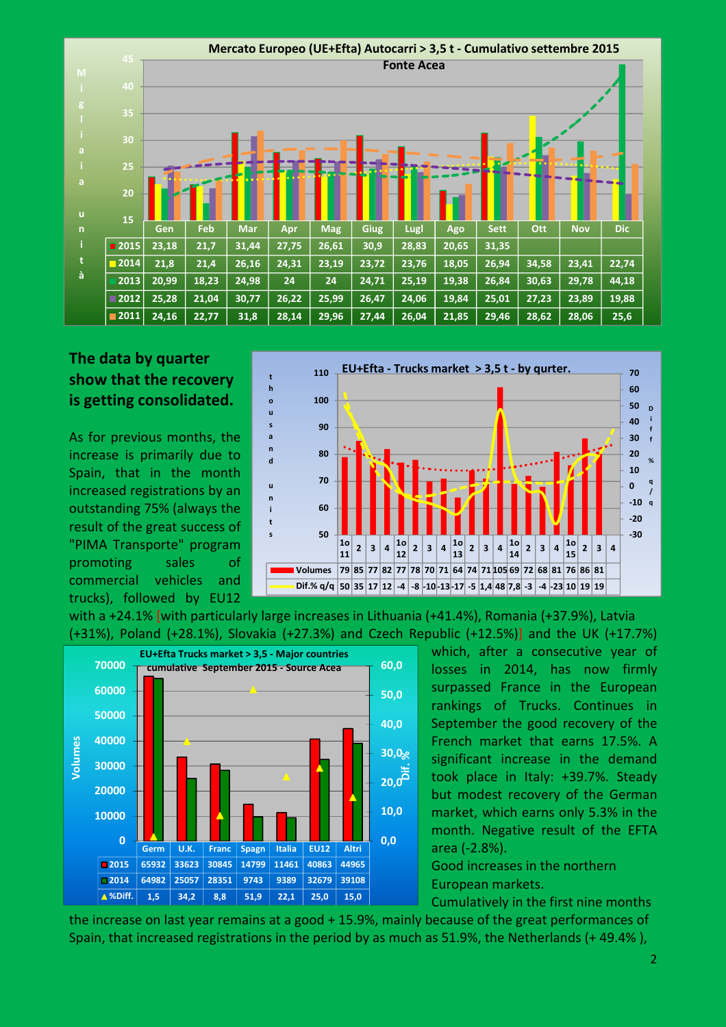**Mercato Europeo (UE+Efta) Autocarri > 3,5 t - Cumulativo settembre 2015**
**Fonte Acea**

| | Gen | Feb | Mar | Apr | Mag | Giug | Lugl | Ago | Sett | Ott | Nov | Dic |
|---|---|---|---|---|---|---|---|---|---|---|---|---|
| 2015 | 23,18 | 21,7 | 31,44 | 27,75 | 26,61 | 30,9 | 28,83 | 20,65 | 31,35 | | | |
| 2014 | 21,8 | 21,4 | 26,16 | 24,31 | 23,19 | 23,72 | 23,76 | 18,05 | 26,94 | 34,58 | 23,41 | 22,74 |
| 2013 | 20,99 | 18,23 | 24,98 | 24 | 24 | 24,71 | 25,19 | 19,38 | 26,84 | 30,63 | 29,78 | 44,18 |
| 2012 | 25,28 | 21,04 | 30,77 | 26,22 | 25,99 | 26,47 | 24,06 | 19,84 | 25,01 | 27,23 | 23,89 | 19,88 |
| 2011 | 24,16 | 22,77 | 31,8 | 28,14 | 29,96 | 27,44 | 26,04 | 21,85 | 29,46 | 28,62 | 28,06 | 25,6 |

## The data by quarter show that the recovery is getting consolidated.

**EU+Efta - Trucks market > 3,5 t - by qurter.**

| | 1o 11 | 2 | 3 | 4 | 1o 12 | 2 | 3 | 4 | 1o 13 | 2 | 3 | 4 | 1o 14 | 2 | 3 | 4 | 1o 15 | 2 | 3 | 4 |
|---|---|---|---|---|---|---|---|---|---|---|---|---|---|---|---|---|---|---|---|---|
| Volumes | 79 | 85 | 77 | 82 | 77 | 78 | 70 | 71 | 64 | 74 | 71 | 105 | 69 | 72 | 68 | 81 | 76 | 86 | 81 | |
| Dif.% q/q | 50 | 35 | 17 | 12 | -4 | -8 | -10 | -13 | -17 | -5 | 1,4 | 48 | 7,8 | -3 | -4 | -23 | 10 | 19 | 19 | |

As for previous months, the increase is primarily due to Spain, that in the month increased registrations by an outstanding 75% (always the result of the great success of "PIMA Transporte" program promoting sales of commercial vehicles and trucks), followed by EU12 with a +24.1% [with particularly large increases in Lithuania (+41.4%), Romania (+37.9%), Latvia (+31%), Poland (+28.1%), Slovakia (+27.3%) and Czech Republic (+12.5%)] and the UK (+17.7%) which, after a consecutive year of losses in 2014, has now firmly surpassed France in the European rankings of Trucks. Continues in September the good recovery of the French market that earns 17.5%. A significant increase in the demand took place in Italy: +39.7%. Steady but modest recovery of the German market, which earns only 5.3% in the month. Negative result of the EFTA area (-2.8%).

Good increases in the northern European markets.

**EU+Efta Trucks market > 3,5 - Major countries cumulative September 2015 - Source Acea**

| | Germ | U.K. | Franc | Spagn | Italia | EU12 | Altri |
|---|---|---|---|---|---|---|---|
| 2015 | 65932 | 33623 | 30845 | 14799 | 11461 | 40863 | 44965 |
| 2014 | 64982 | 25057 | 28351 | 9743 | 9389 | 32679 | 39108 |
| %Diff. | 1,5 | 34,2 | 8,8 | 51,9 | 22,1 | 25,0 | 15,0 |

Cumulatively in the first nine months the increase on last year remains at a good + 15.9%, mainly because of the great performances of Spain, that increased registrations in the period by as much as 51.9%, the Netherlands (+ 49.4% ),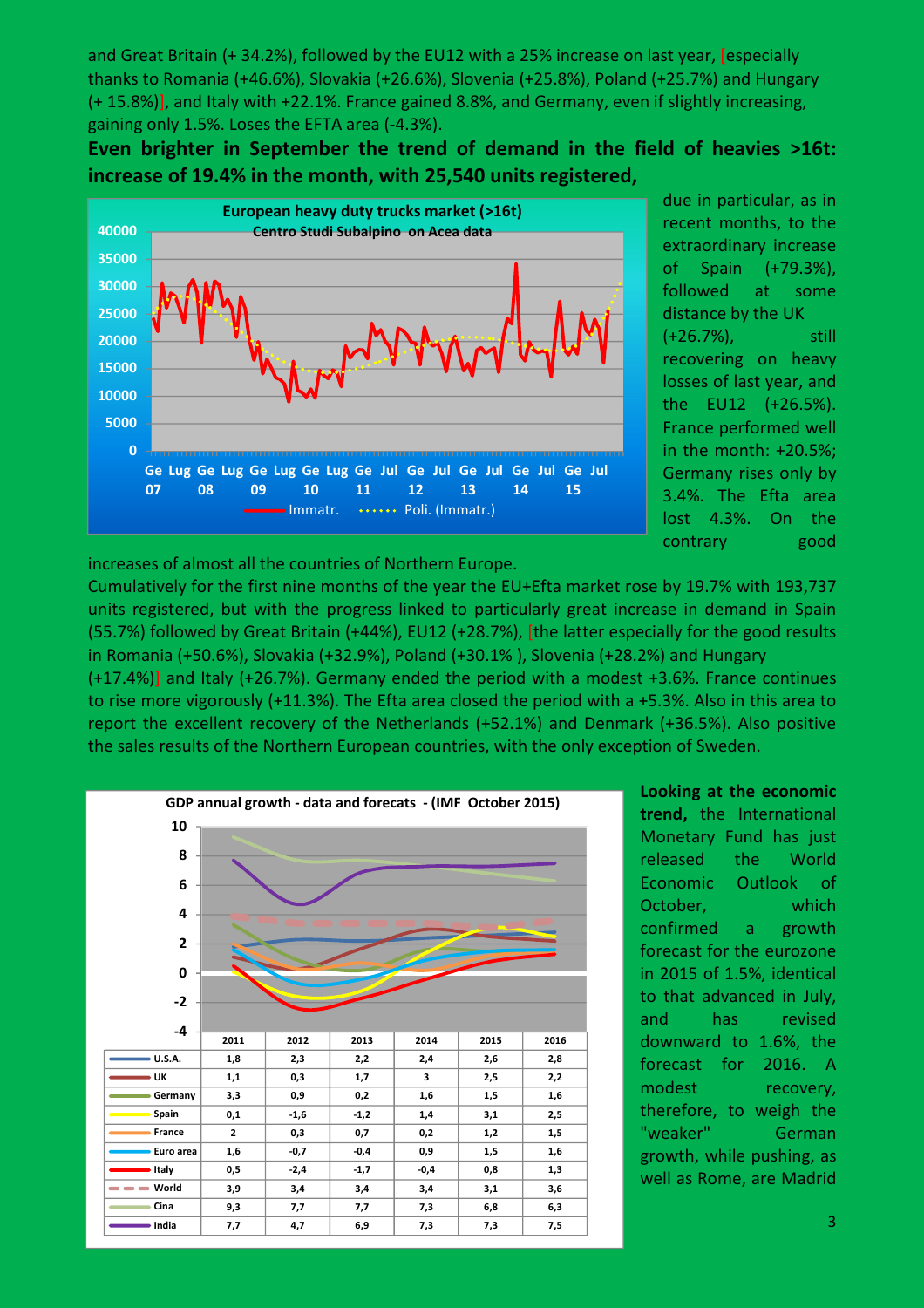and Great Britain (+ 34.2%), followed by the EU12 with a 25% increase on last year, [especially thanks to Romania (+46.6%), Slovakia (+26.6%), Slovenia (+25.8%), Poland (+25.7%) and Hungary (+ 15.8%)], and Italy with +22.1%. France gained 8.8%, and Germany, even if slightly increasing, gaining only 1.5%. Loses the EFTA area (-4.3%).

**Even brighter in September the trend of demand in the field of heavies >16t: increase of 19.4% in the month, with 25,540 units registered,** due in particular, as in recent months, to the extraordinary increase of Spain (+79.3%), followed at some distance by the UK (+26.7%), still recovering on heavy losses of last year, and the EU12 (+26.5%). France performed well in the month: +20.5%; Germany rises only by 3.4%. The Efta area lost 4.3%. On the contrary good increases of almost all the countries of Northern Europe.

Cumulatively for the first nine months of the year the EU+Efta market rose by 19.7% with 193,737 units registered, but with the progress linked to particularly great increase in demand in Spain (55.7%) followed by Great Britain (+44%), EU12 (+28.7%), [the latter especially for the good results in Romania (+50.6%), Slovakia (+32.9%), Poland (+30.1% ), Slovenia (+28.2%) and Hungary (+17.4%)] and Italy (+26.7%). Germany ended the period with a modest +3.6%. France continues to rise more vigorously (+11.3%). The Efta area closed the period with a +5.3%. Also in this area to report the excellent recovery of the Netherlands (+52.1%) and Denmark (+36.5%). Also positive the sales results of the Northern European countries, with the only exception of Sweden.

**GDP annual growth - data and forecats - (IMF October 2015)**

| | 2011 | 2012 | 2013 | 2014 | 2015 | 2016 |
|---|---|---|---|---|---|---|
| U.S.A. | 1,8 | 2,3 | 2,2 | 2,4 | 2,6 | 2,8 |
| UK | 1,1 | 0,3 | 1,7 | 3 | 2,5 | 2,2 |
| Germany | 3,3 | 0,9 | 0,2 | 1,6 | 1,5 | 1,6 |
| Spain | 0,1 | -1,6 | -1,2 | 1,4 | 3,1 | 2,5 |
| France | 2 | 0,3 | 0,7 | 0,2 | 1,2 | 1,5 |
| Euro area | 1,6 | -0,7 | -0,4 | 0,9 | 1,5 | 1,6 |
| Italy | 0,5 | -2,4 | -1,7 | -0,4 | 0,8 | 1,3 |
| World | 3,9 | 3,4 | 3,4 | 3,4 | 3,1 | 3,6 |
| Cina | 9,3 | 7,7 | 7,7 | 7,3 | 6,8 | 6,3 |
| India | 7,7 | 4,7 | 6,9 | 7,3 | 7,3 | 7,5 |

**Looking at the economic trend,** the International Monetary Fund has just released the World Economic Outlook of October, which confirmed a growth forecast for the eurozone in 2015 of 1.5%, identical to that advanced in July, and has revised downward to 1.6%, the forecast for 2016. A modest recovery, therefore, to weigh the "weaker" German growth, while pushing, as well as Rome, are Madrid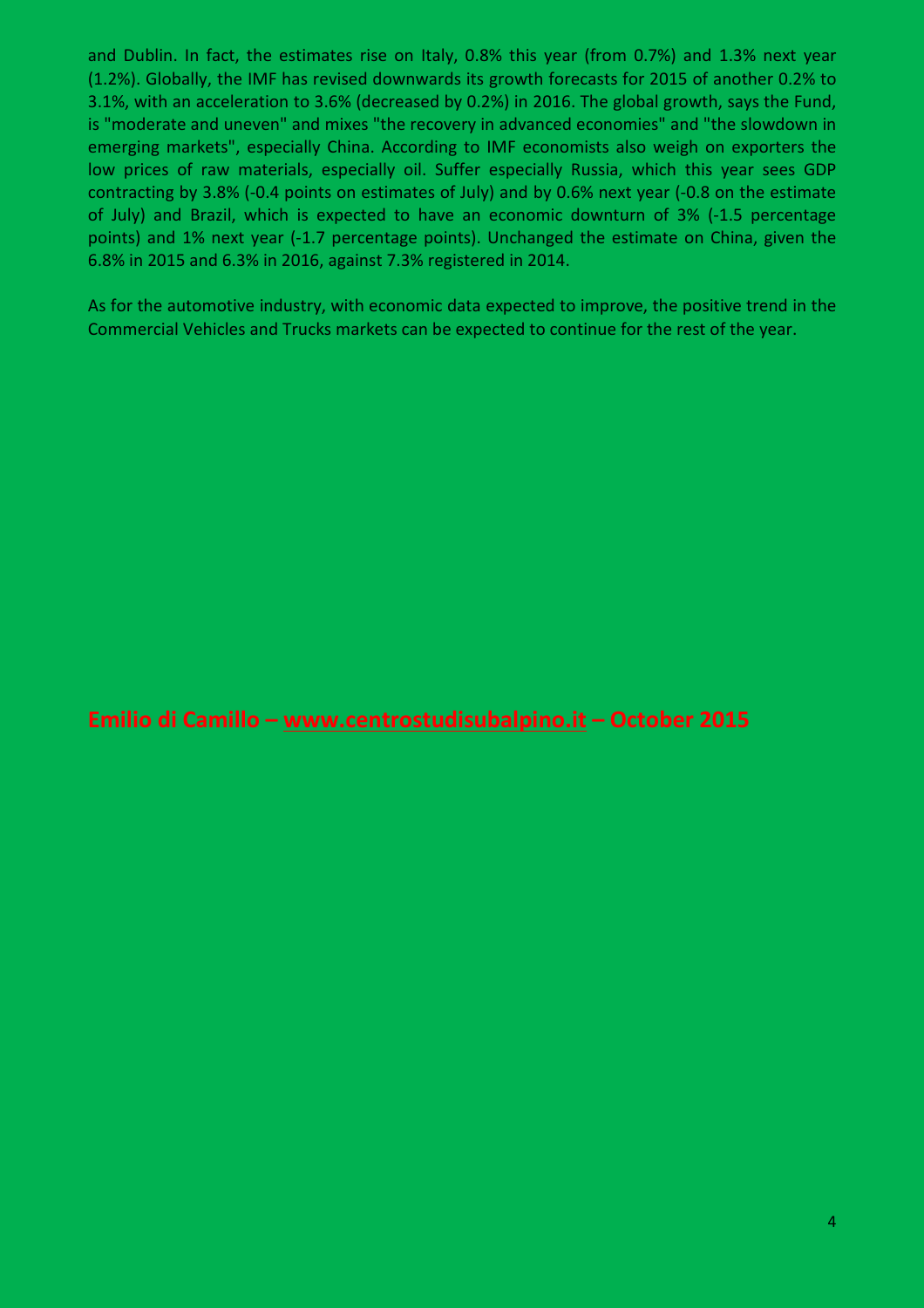and Dublin. In fact, the estimates rise on Italy, 0.8% this year (from 0.7%) and 1.3% next year (1.2%). Globally, the IMF has revised downwards its growth forecasts for 2015 of another 0.2% to 3.1%, with an acceleration to 3.6% (decreased by 0.2%) in 2016. The global growth, says the Fund, is "moderate and uneven" and mixes "the recovery in advanced economies" and "the slowdown in emerging markets", especially China. According to IMF economists also weigh on exporters the low prices of raw materials, especially oil. Suffer especially Russia, which this year sees GDP contracting by 3.8% (-0.4 points on estimates of July) and by 0.6% next year (-0.8 on the estimate of July) and Brazil, which is expected to have an economic downturn of 3% (-1.5 percentage points) and 1% next year (-1.7 percentage points). Unchanged the estimate on China, given the 6.8% in 2015 and 6.3% in 2016, against 7.3% registered in 2014.

As for the automotive industry, with economic data expected to improve, the positive trend in the Commercial Vehicles and Trucks markets can be expected to continue for the rest of the year.

**Emilio di Camillo – [www.centrostudisubalpino.it](http://www.centrostudisubalpino.it) – October 2015**